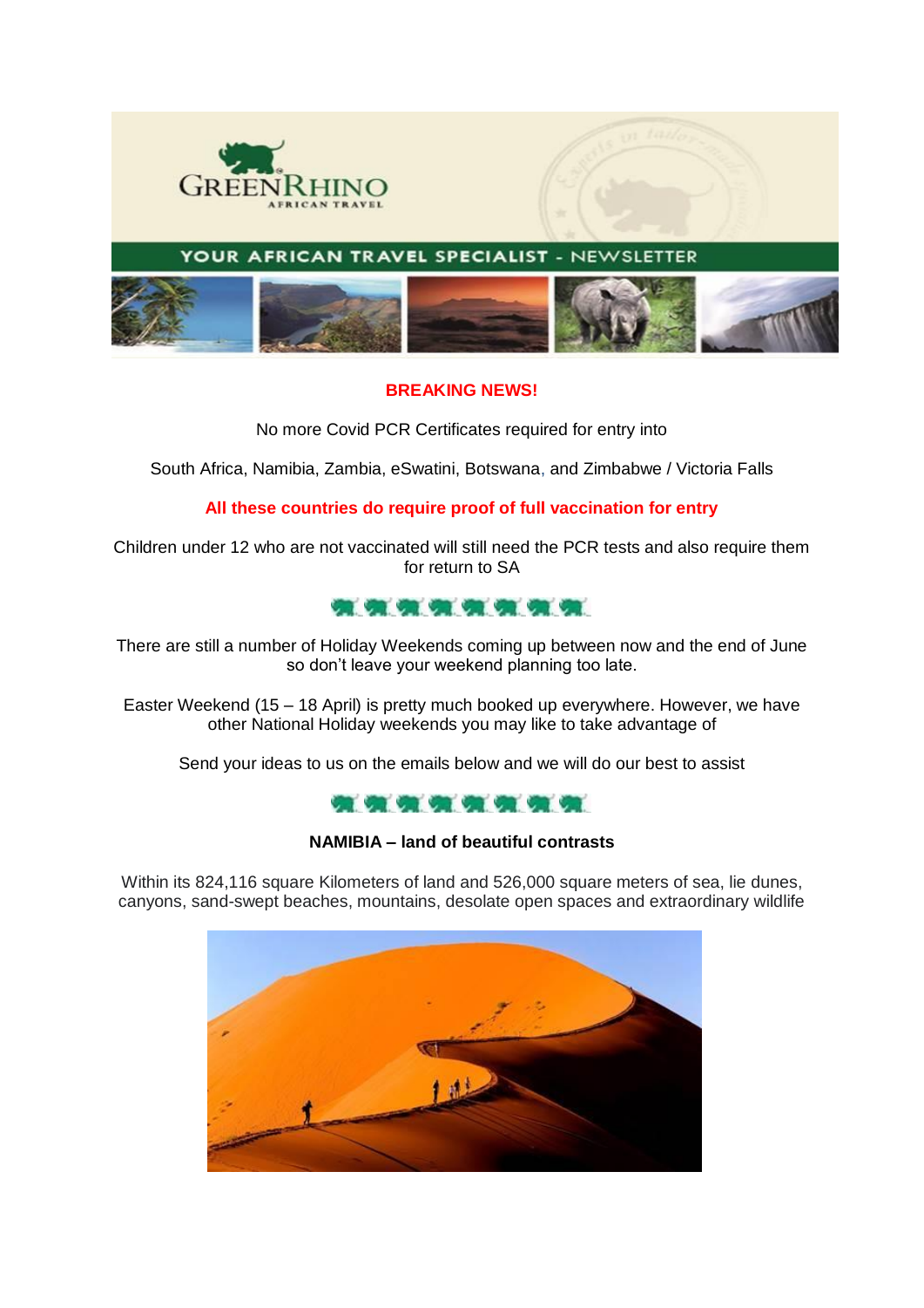GREENRHINO
AFRICAN TRAVEL

YOUR AFRICAN TRAVEL SPECIALIST - NEWSLETTER

**BREAKING NEWS!**

No more Covid PCR Certificates required for entry into

South Africa, Namibia, Zambia, eSwatini, Botswana, and Zimbabwe / Victoria Falls

**All these countries do require proof of full vaccination for entry**

Children under 12 who are not vaccinated will still need the PCR tests and also require them for return to SA

There are still a number of Holiday Weekends coming up between now and the end of June so don't leave your weekend planning too late.

Easter Weekend (15 – 18 April) is pretty much booked up everywhere. However, we have other National Holiday weekends you may like to take advantage of

Send your ideas to us on the emails below and we will do our best to assist

**NAMIBIA – land of beautiful contrasts**

Within its 824,116 square Kilometers of land and 526,000 square meters of sea, lie dunes, canyons, sand-swept beaches, mountains, desolate open spaces and extraordinary wildlife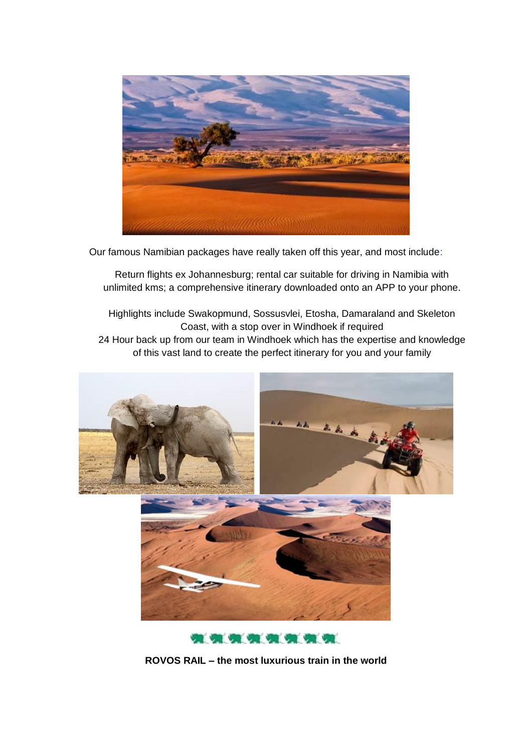Our famous Namibian packages have really taken off this year, and most include:

Return flights ex Johannesburg; rental car suitable for driving in Namibia with unlimited kms; a comprehensive itinerary downloaded onto an APP to your phone.

Highlights include Swakopmund, Sossusvlei, Etosha, Damaraland and Skeleton Coast, with a stop over in Windhoek if required

24 Hour back up from our team in Windhoek which has the expertise and knowledge of this vast land to create the perfect itinerary for you and your family

**ROVOS RAIL – the most luxurious train in the world**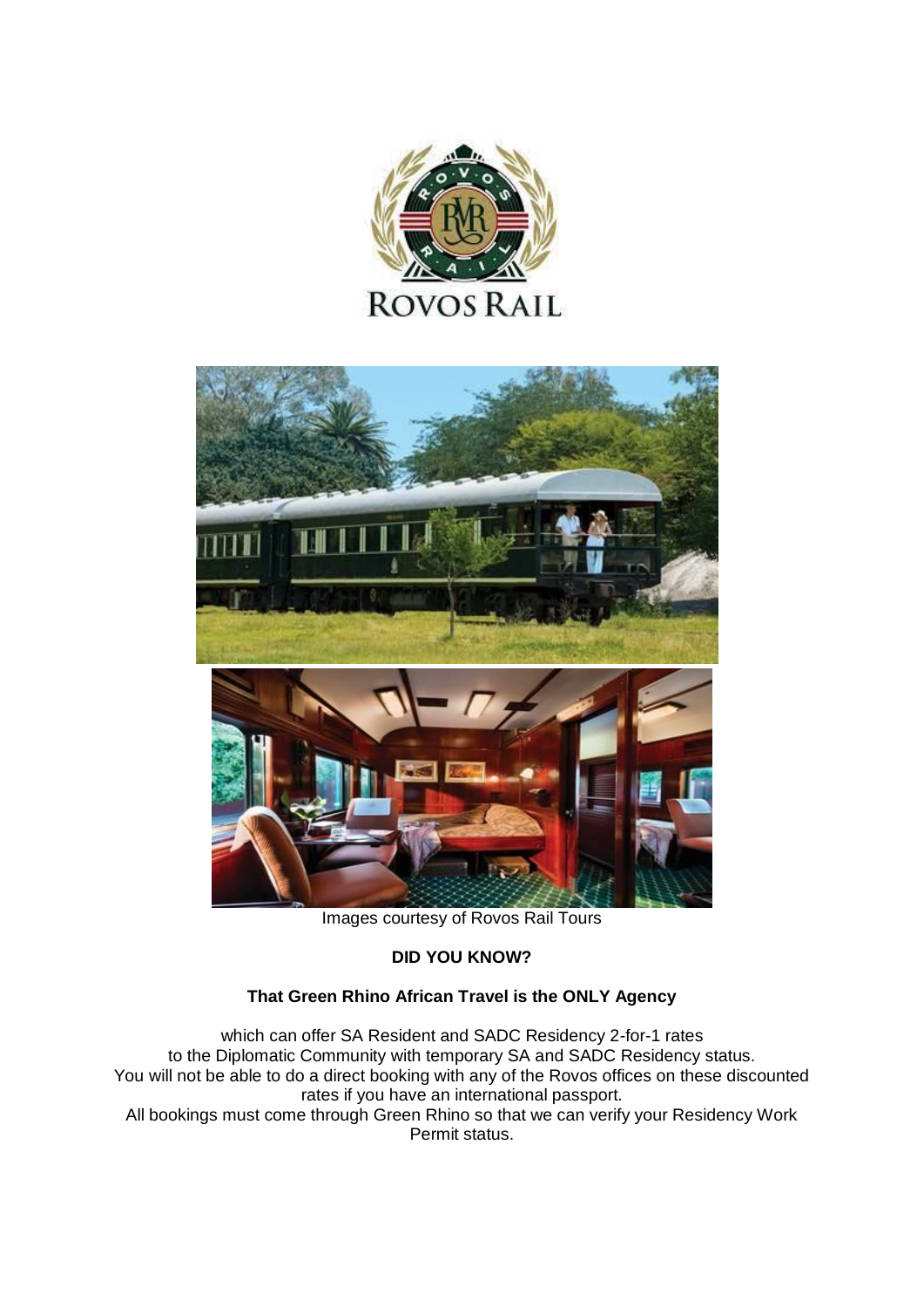Images courtesy of Rovos Rail Tours

**DID YOU KNOW?**

**That Green Rhino African Travel is the ONLY Agency**

which can offer SA Resident and SADC Residency 2-for-1 rates to the Diplomatic Community with temporary SA and SADC Residency status. You will not be able to do a direct booking with any of the Rovos offices on these discounted rates if you have an international passport. All bookings must come through Green Rhino so that we can verify your Residency Work Permit status.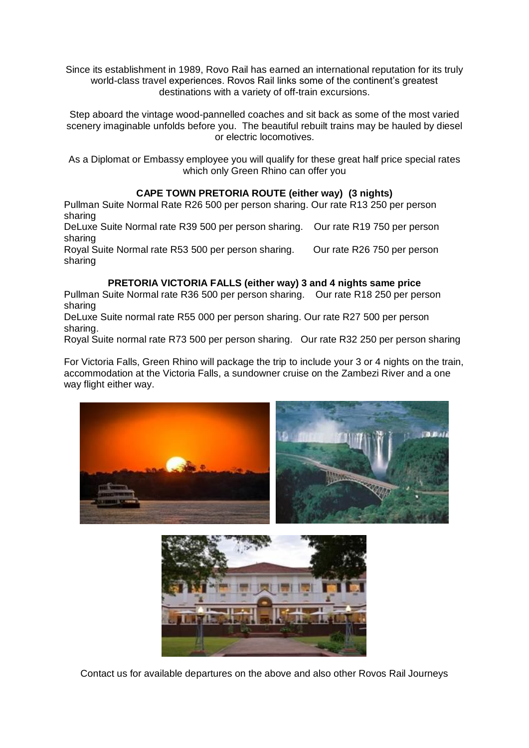Since its establishment in 1989, Rovo Rail has earned an international reputation for its truly world-class travel experiences. Rovos Rail links some of the continent's greatest destinations with a variety of off-train excursions.

Step aboard the vintage wood-pannelled coaches and sit back as some of the most varied scenery imaginable unfolds before you. The beautiful rebuilt trains may be hauled by diesel or electric locomotives.

As a Diplomat or Embassy employee you will qualify for these great half price special rates which only Green Rhino can offer you

**CAPE TOWN PRETORIA ROUTE (either way) (3 nights)**

Pullman Suite Normal Rate R26 500 per person sharing. Our rate R13 250 per person sharing

DeLuxe Suite Normal rate R39 500 per person sharing. Our rate R19 750 per person sharing

Royal Suite Normal rate R53 500 per person sharing. Our rate R26 750 per person sharing

**PRETORIA VICTORIA FALLS (either way) 3 and 4 nights same price**

Pullman Suite Normal rate R36 500 per person sharing. Our rate R18 250 per person sharing

DeLuxe Suite normal rate R55 000 per person sharing. Our rate R27 500 per person sharing.

Royal Suite normal rate R73 500 per person sharing. Our rate R32 250 per person sharing

For Victoria Falls, Green Rhino will package the trip to include your 3 or 4 nights on the train, accommodation at the Victoria Falls, a sundowner cruise on the Zambezi River and a one way flight either way.

Contact us for available departures on the above and also other Rovos Rail Journeys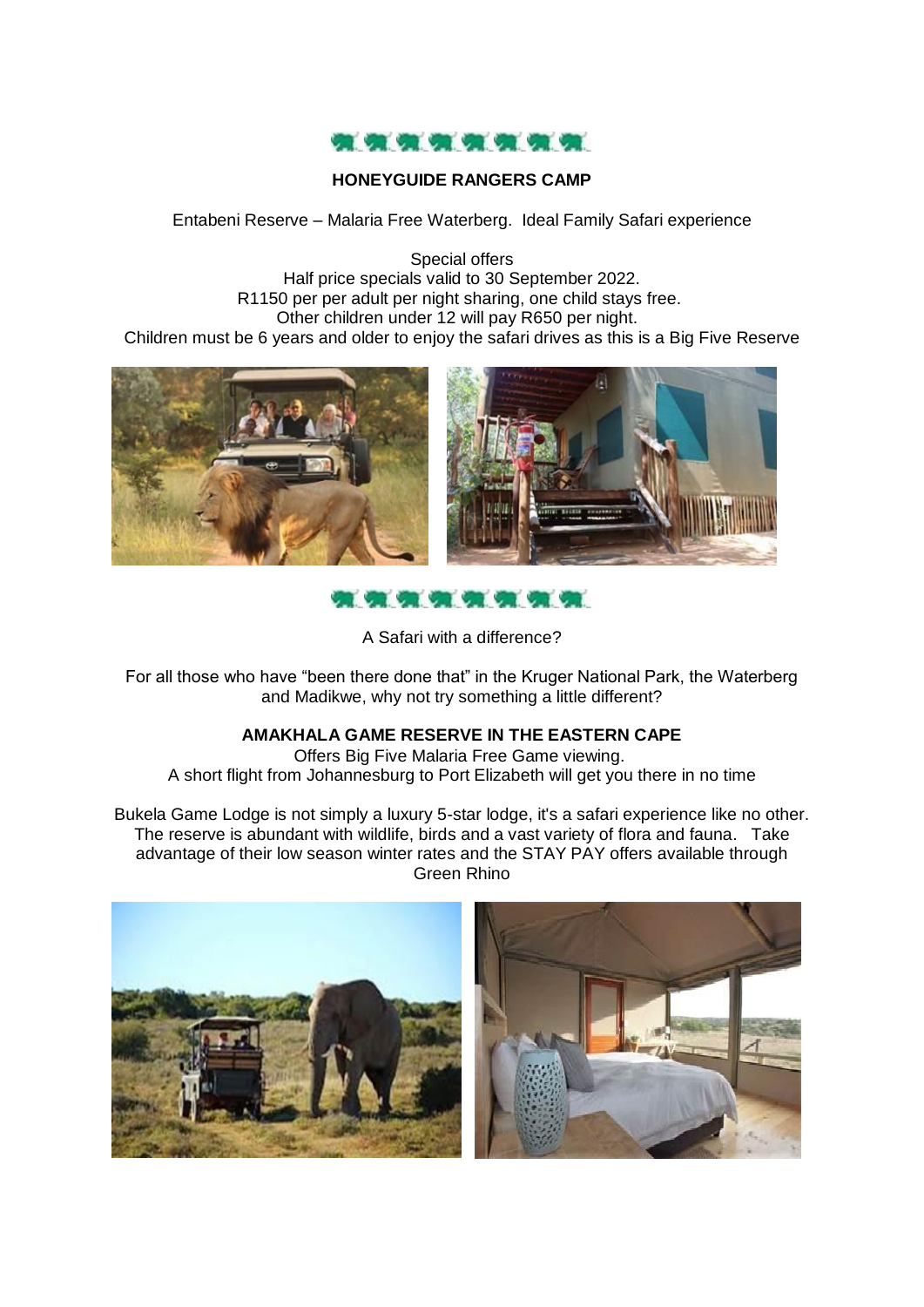**HONEYGUIDE RANGERS CAMP**

Entabeni Reserve – Malaria Free Waterberg. Ideal Family Safari experience

Special offers
Half price specials valid to 30 September 2022.
R1150 per per adult per night sharing, one child stays free.
Other children under 12 will pay R650 per night.
Children must be 6 years and older to enjoy the safari drives as this is a Big Five Reserve

A Safari with a difference?

For all those who have "been there done that" in the Kruger National Park, the Waterberg and Madikwe, why not try something a little different?

**AMAKHALA GAME RESERVE IN THE EASTERN CAPE**

Offers Big Five Malaria Free Game viewing.
A short flight from Johannesburg to Port Elizabeth will get you there in no time

Bukela Game Lodge is not simply a luxury 5-star lodge, it's a safari experience like no other. The reserve is abundant with wildlife, birds and a vast variety of flora and fauna. Take advantage of their low season winter rates and the STAY PAY offers available through Green Rhino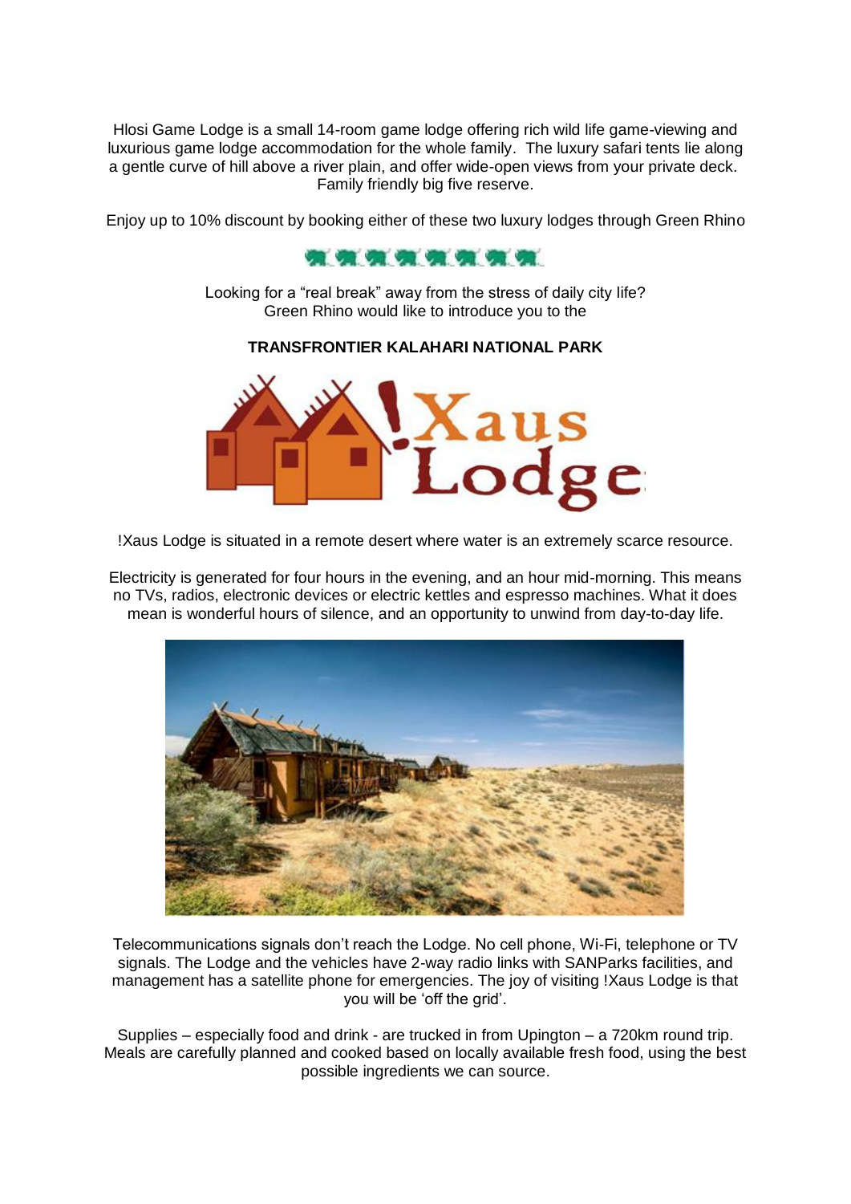Hlosi Game Lodge is a small 14-room game lodge offering rich wild life game-viewing and luxurious game lodge accommodation for the whole family. The luxury safari tents lie along a gentle curve of hill above a river plain, and offer wide-open views from your private deck. Family friendly big five reserve.

Enjoy up to 10% discount by booking either of these two luxury lodges through Green Rhino

Looking for a "real break" away from the stress of daily city life?
Green Rhino would like to introduce you to the

**TRANSFRONTIER KALAHARI NATIONAL PARK**

!Xaus Lodge

!Xaus Lodge is situated in a remote desert where water is an extremely scarce resource.

Electricity is generated for four hours in the evening, and an hour mid-morning. This means no TVs, radios, electronic devices or electric kettles and espresso machines. What it does mean is wonderful hours of silence, and an opportunity to unwind from day-to-day life.

Telecommunications signals don't reach the Lodge. No cell phone, Wi-Fi, telephone or TV signals. The Lodge and the vehicles have 2-way radio links with SANParks facilities, and management has a satellite phone for emergencies. The joy of visiting !Xaus Lodge is that you will be 'off the grid'.

Supplies – especially food and drink - are trucked in from Upington – a 720km round trip. Meals are carefully planned and cooked based on locally available fresh food, using the best possible ingredients we can source.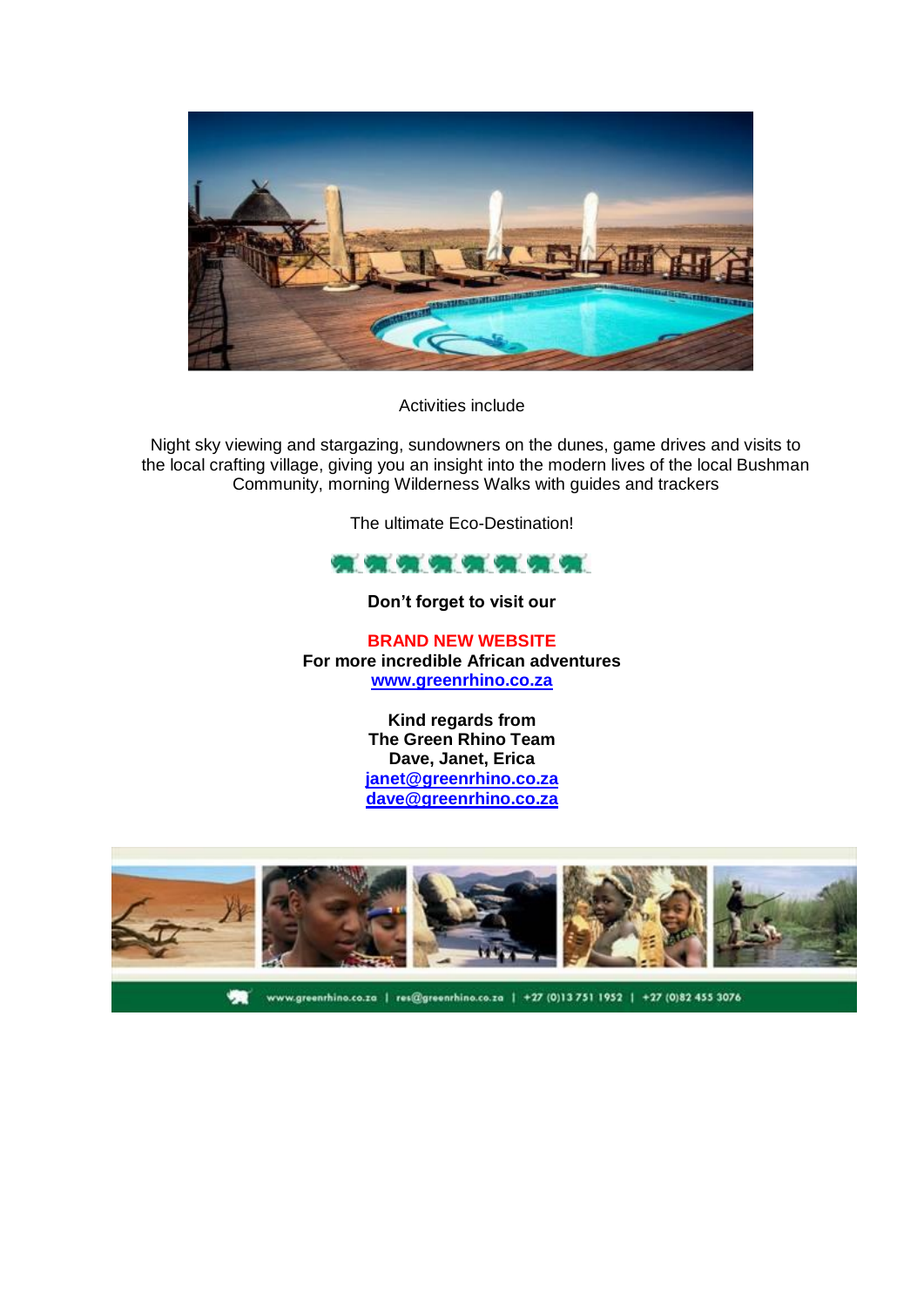Activities include

Night sky viewing and stargazing, sundowners on the dunes, game drives and visits to the local crafting village, giving you an insight into the modern lives of the local Bushman Community, morning Wilderness Walks with guides and trackers

The ultimate Eco-Destination!

**Don't forget to visit our**

**BRAND NEW WEBSITE**
**For more incredible African adventures**
**www.greenrhino.co.za**

**Kind regards from**
**The Green Rhino Team**
**Dave, Janet, Erica**
**janet@greenrhino.co.za**
**dave@greenrhino.co.za**

www.greenrhino.co.za | res@greenrhino.co.za | +27 (0)13 751 1952 | +27 (0)82 455 3076